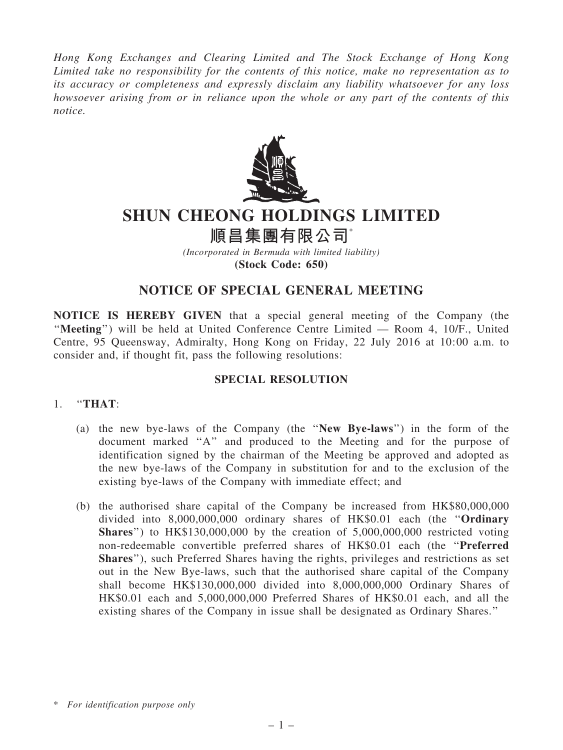*Hong Kong Exchanges and Clearing Limited and The Stock Exchange of Hong Kong Limited take no responsibility for the contents of this notice, make no representation as to its accuracy or completeness and expressly disclaim any liability whatsoever for any loss howsoever arising from or in reliance upon the whole or any part of the contents of this notice.*

# SHUN CHEONG HOLDINGS LIMITED

# 順昌集團有限公司*

*(Incorporated in Bermuda with limited liability)*

**(Stock Code: 650)**

## NOTICE OF SPECIAL GENERAL MEETING

**NOTICE IS HEREBY GIVEN** that a special general meeting of the Company (the "**Meeting**") will be held at United Conference Centre Limited — Room 4, 10/F., United Centre, 95 Queensway, Admiralty, Hong Kong on Friday, 22 July 2016 at 10:00 a.m. to consider and, if thought fit, pass the following resolutions:

### SPECIAL RESOLUTION

1. "**THAT**:

   (a) the new bye-laws of the Company (the "**New Bye-laws**") in the form of the document marked "A" and produced to the Meeting and for the purpose of identification signed by the chairman of the Meeting be approved and adopted as the new bye-laws of the Company in substitution for and to the exclusion of the existing bye-laws of the Company with immediate effect; and

   (b) the authorised share capital of the Company be increased from HK$80,000,000 divided into 8,000,000,000 ordinary shares of HK$0.01 each (the "**Ordinary Shares**") to HK$130,000,000 by the creation of 5,000,000,000 restricted voting non-redeemable convertible preferred shares of HK$0.01 each (the "**Preferred Shares**"), such Preferred Shares having the rights, privileges and restrictions as set out in the New Bye-laws, such that the authorised share capital of the Company shall become HK$130,000,000 divided into 8,000,000,000 Ordinary Shares of HK$0.01 each and 5,000,000,000 Preferred Shares of HK$0.01 each, and all the existing shares of the Company in issue shall be designated as Ordinary Shares."

\* *For identification purpose only*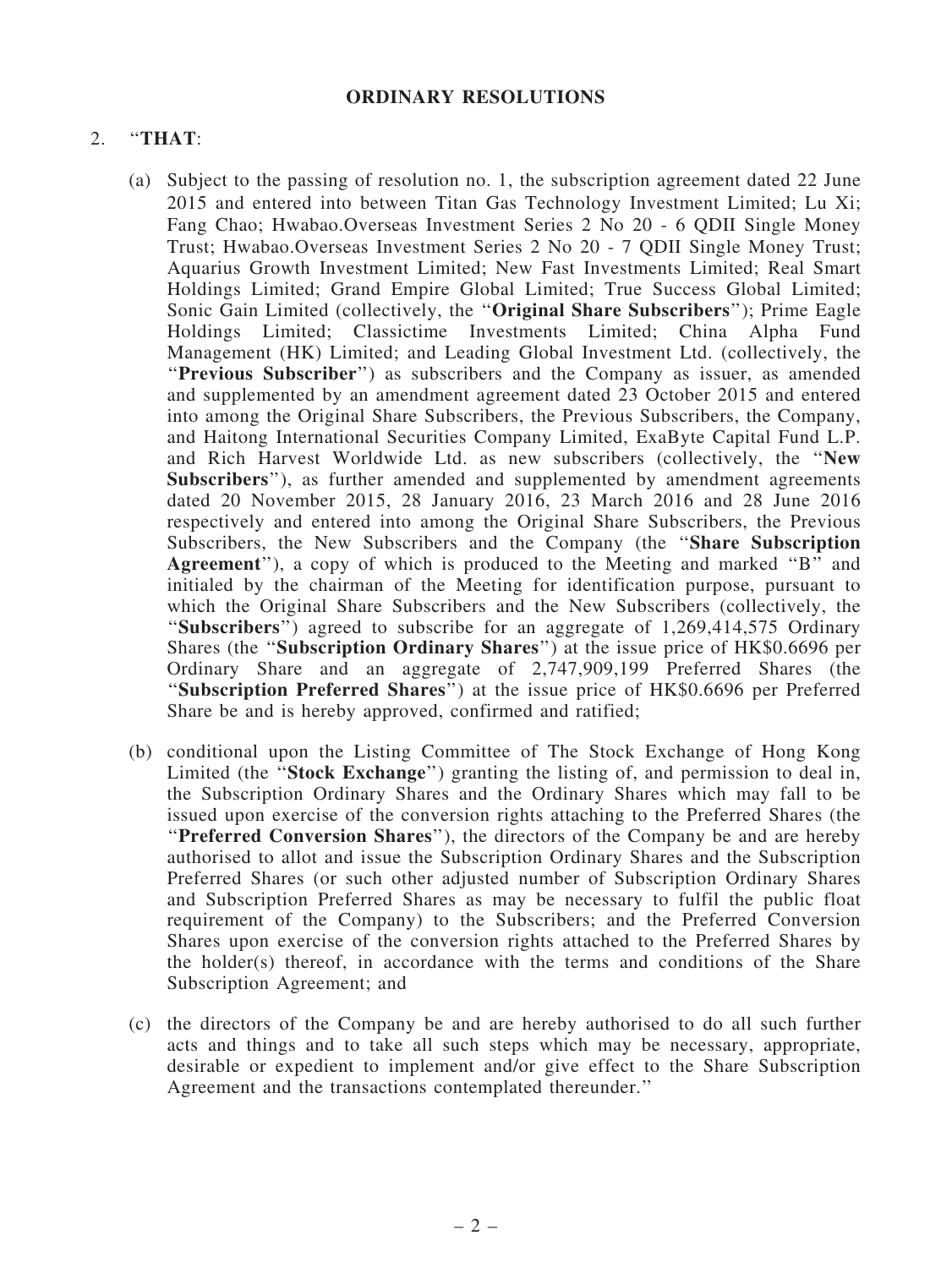## ORDINARY RESOLUTIONS

2. "**THAT**:

   (a) Subject to the passing of resolution no. 1, the subscription agreement dated 22 June 2015 and entered into between Titan Gas Technology Investment Limited; Lu Xi; Fang Chao; Hwabao.Overseas Investment Series 2 No 20 - 6 QDII Single Money Trust; Hwabao.Overseas Investment Series 2 No 20 - 7 QDII Single Money Trust; Aquarius Growth Investment Limited; New Fast Investments Limited; Real Smart Holdings Limited; Grand Empire Global Limited; True Success Global Limited; Sonic Gain Limited (collectively, the "**Original Share Subscribers**"); Prime Eagle Holdings Limited; Classictime Investments Limited; China Alpha Fund Management (HK) Limited; and Leading Global Investment Ltd. (collectively, the "**Previous Subscriber**") as subscribers and the Company as issuer, as amended and supplemented by an amendment agreement dated 23 October 2015 and entered into among the Original Share Subscribers, the Previous Subscribers, the Company, and Haitong International Securities Company Limited, ExaByte Capital Fund L.P. and Rich Harvest Worldwide Ltd. as new subscribers (collectively, the "**New Subscribers**"), as further amended and supplemented by amendment agreements dated 20 November 2015, 28 January 2016, 23 March 2016 and 28 June 2016 respectively and entered into among the Original Share Subscribers, the Previous Subscribers, the New Subscribers and the Company (the "**Share Subscription Agreement**"), a copy of which is produced to the Meeting and marked "B" and initialed by the chairman of the Meeting for identification purpose, pursuant to which the Original Share Subscribers and the New Subscribers (collectively, the "**Subscribers**") agreed to subscribe for an aggregate of 1,269,414,575 Ordinary Shares (the "**Subscription Ordinary Shares**") at the issue price of HK$0.6696 per Ordinary Share and an aggregate of 2,747,909,199 Preferred Shares (the "**Subscription Preferred Shares**") at the issue price of HK$0.6696 per Preferred Share be and is hereby approved, confirmed and ratified;

   (b) conditional upon the Listing Committee of The Stock Exchange of Hong Kong Limited (the "**Stock Exchange**") granting the listing of, and permission to deal in, the Subscription Ordinary Shares and the Ordinary Shares which may fall to be issued upon exercise of the conversion rights attaching to the Preferred Shares (the "**Preferred Conversion Shares**"), the directors of the Company be and are hereby authorised to allot and issue the Subscription Ordinary Shares and the Subscription Preferred Shares (or such other adjusted number of Subscription Ordinary Shares and Subscription Preferred Shares as may be necessary to fulfil the public float requirement of the Company) to the Subscribers; and the Preferred Conversion Shares upon exercise of the conversion rights attached to the Preferred Shares by the holder(s) thereof, in accordance with the terms and conditions of the Share Subscription Agreement; and

   (c) the directors of the Company be and are hereby authorised to do all such further acts and things and to take all such steps which may be necessary, appropriate, desirable or expedient to implement and/or give effect to the Share Subscription Agreement and the transactions contemplated thereunder."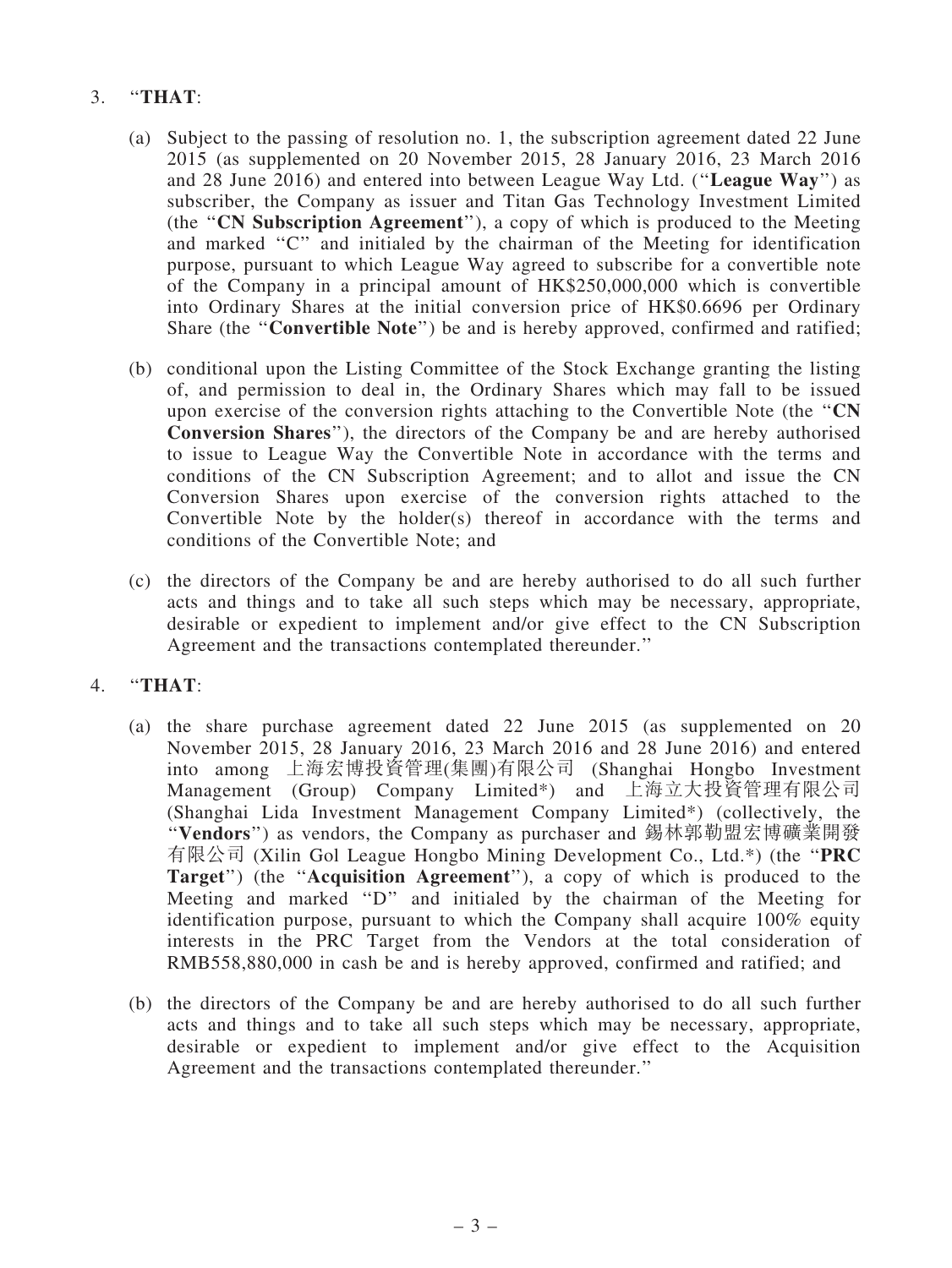3. "**THAT**:

   (a) Subject to the passing of resolution no. 1, the subscription agreement dated 22 June 2015 (as supplemented on 20 November 2015, 28 January 2016, 23 March 2016 and 28 June 2016) and entered into between League Way Ltd. ("**League Way**") as subscriber, the Company as issuer and Titan Gas Technology Investment Limited (the "**CN Subscription Agreement**"), a copy of which is produced to the Meeting and marked "C" and initialed by the chairman of the Meeting for identification purpose, pursuant to which League Way agreed to subscribe for a convertible note of the Company in a principal amount of HK$250,000,000 which is convertible into Ordinary Shares at the initial conversion price of HK$0.6696 per Ordinary Share (the "**Convertible Note**") be and is hereby approved, confirmed and ratified;

   (b) conditional upon the Listing Committee of the Stock Exchange granting the listing of, and permission to deal in, the Ordinary Shares which may fall to be issued upon exercise of the conversion rights attaching to the Convertible Note (the "**CN Conversion Shares**"), the directors of the Company be and are hereby authorised to issue to League Way the Convertible Note in accordance with the terms and conditions of the CN Subscription Agreement; and to allot and issue the CN Conversion Shares upon exercise of the conversion rights attached to the Convertible Note by the holder(s) thereof in accordance with the terms and conditions of the Convertible Note; and

   (c) the directors of the Company be and are hereby authorised to do all such further acts and things and to take all such steps which may be necessary, appropriate, desirable or expedient to implement and/or give effect to the CN Subscription Agreement and the transactions contemplated thereunder."

4. "**THAT**:

   (a) the share purchase agreement dated 22 June 2015 (as supplemented on 20 November 2015, 28 January 2016, 23 March 2016 and 28 June 2016) and entered into among 上海宏博投資管理(集團)有限公司 (Shanghai Hongbo Investment Management (Group) Company Limited*) and 上海立大投資管理有限公司 (Shanghai Lida Investment Management Company Limited*) (collectively, the "**Vendors**") as vendors, the Company as purchaser and 錫林郭勒盟宏博礦業開發有限公司 (Xilin Gol League Hongbo Mining Development Co., Ltd.*) (the "**PRC Target**") (the "**Acquisition Agreement**"), a copy of which is produced to the Meeting and marked "D" and initialed by the chairman of the Meeting for identification purpose, pursuant to which the Company shall acquire 100% equity interests in the PRC Target from the Vendors at the total consideration of RMB558,880,000 in cash be and is hereby approved, confirmed and ratified; and

   (b) the directors of the Company be and are hereby authorised to do all such further acts and things and to take all such steps which may be necessary, appropriate, desirable or expedient to implement and/or give effect to the Acquisition Agreement and the transactions contemplated thereunder."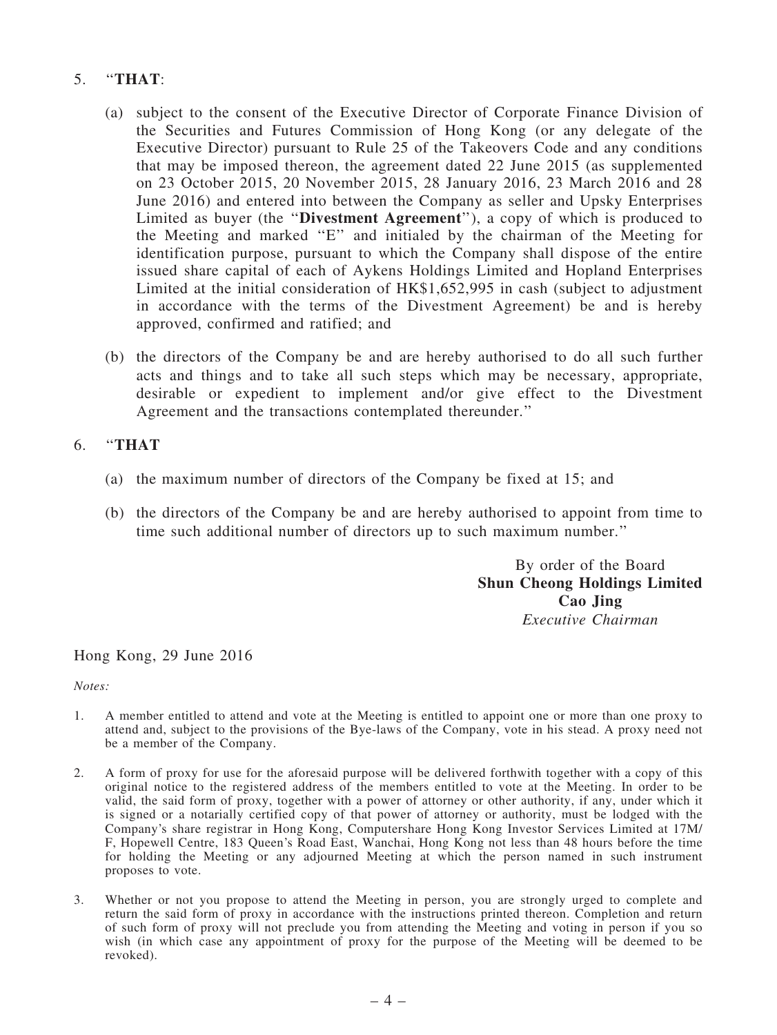5. "**THAT**:

   (a) subject to the consent of the Executive Director of Corporate Finance Division of the Securities and Futures Commission of Hong Kong (or any delegate of the Executive Director) pursuant to Rule 25 of the Takeovers Code and any conditions that may be imposed thereon, the agreement dated 22 June 2015 (as supplemented on 23 October 2015, 20 November 2015, 28 January 2016, 23 March 2016 and 28 June 2016) and entered into between the Company as seller and Upsky Enterprises Limited as buyer (the "**Divestment Agreement**"), a copy of which is produced to the Meeting and marked "E" and initialed by the chairman of the Meeting for identification purpose, pursuant to which the Company shall dispose of the entire issued share capital of each of Aykens Holdings Limited and Hopland Enterprises Limited at the initial consideration of HK$1,652,995 in cash (subject to adjustment in accordance with the terms of the Divestment Agreement) be and is hereby approved, confirmed and ratified; and

   (b) the directors of the Company be and are hereby authorised to do all such further acts and things and to take all such steps which may be necessary, appropriate, desirable or expedient to implement and/or give effect to the Divestment Agreement and the transactions contemplated thereunder."

6. "**THAT**

   (a) the maximum number of directors of the Company be fixed at 15; and

   (b) the directors of the Company be and are hereby authorised to appoint from time to time such additional number of directors up to such maximum number."

By order of the Board
**Shun Cheong Holdings Limited**
**Cao Jing**
*Executive Chairman*

Hong Kong, 29 June 2016

*Notes:*

1. A member entitled to attend and vote at the Meeting is entitled to appoint one or more than one proxy to attend and, subject to the provisions of the Bye-laws of the Company, vote in his stead. A proxy need not be a member of the Company.

2. A form of proxy for use for the aforesaid purpose will be delivered forthwith together with a copy of this original notice to the registered address of the members entitled to vote at the Meeting. In order to be valid, the said form of proxy, together with a power of attorney or other authority, if any, under which it is signed or a notarially certified copy of that power of attorney or authority, must be lodged with the Company's share registrar in Hong Kong, Computershare Hong Kong Investor Services Limited at 17M/F, Hopewell Centre, 183 Queen's Road East, Wanchai, Hong Kong not less than 48 hours before the time for holding the Meeting or any adjourned Meeting at which the person named in such instrument proposes to vote.

3. Whether or not you propose to attend the Meeting in person, you are strongly urged to complete and return the said form of proxy in accordance with the instructions printed thereon. Completion and return of such form of proxy will not preclude you from attending the Meeting and voting in person if you so wish (in which case any appointment of proxy for the purpose of the Meeting will be deemed to be revoked).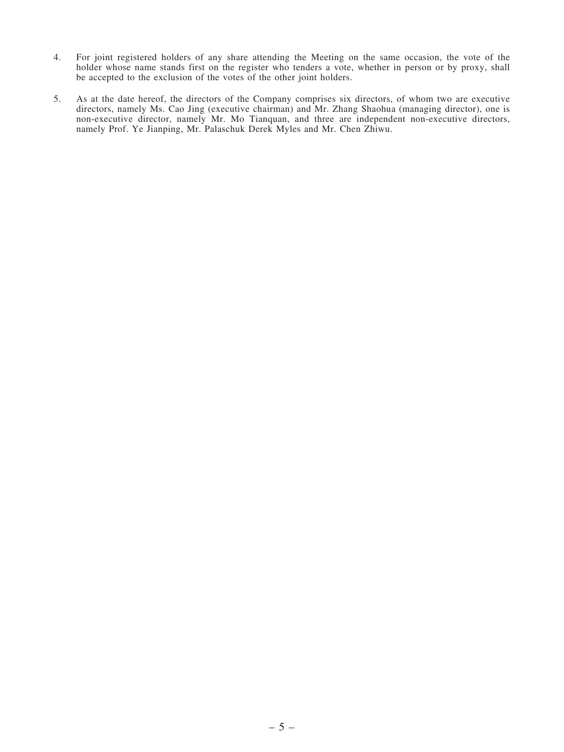4. For joint registered holders of any share attending the Meeting on the same occasion, the vote of the holder whose name stands first on the register who tenders a vote, whether in person or by proxy, shall be accepted to the exclusion of the votes of the other joint holders.

5. As at the date hereof, the directors of the Company comprises six directors, of whom two are executive directors, namely Ms. Cao Jing (executive chairman) and Mr. Zhang Shaohua (managing director), one is non-executive director, namely Mr. Mo Tianquan, and three are independent non-executive directors, namely Prof. Ye Jianping, Mr. Palaschuk Derek Myles and Mr. Chen Zhiwu.